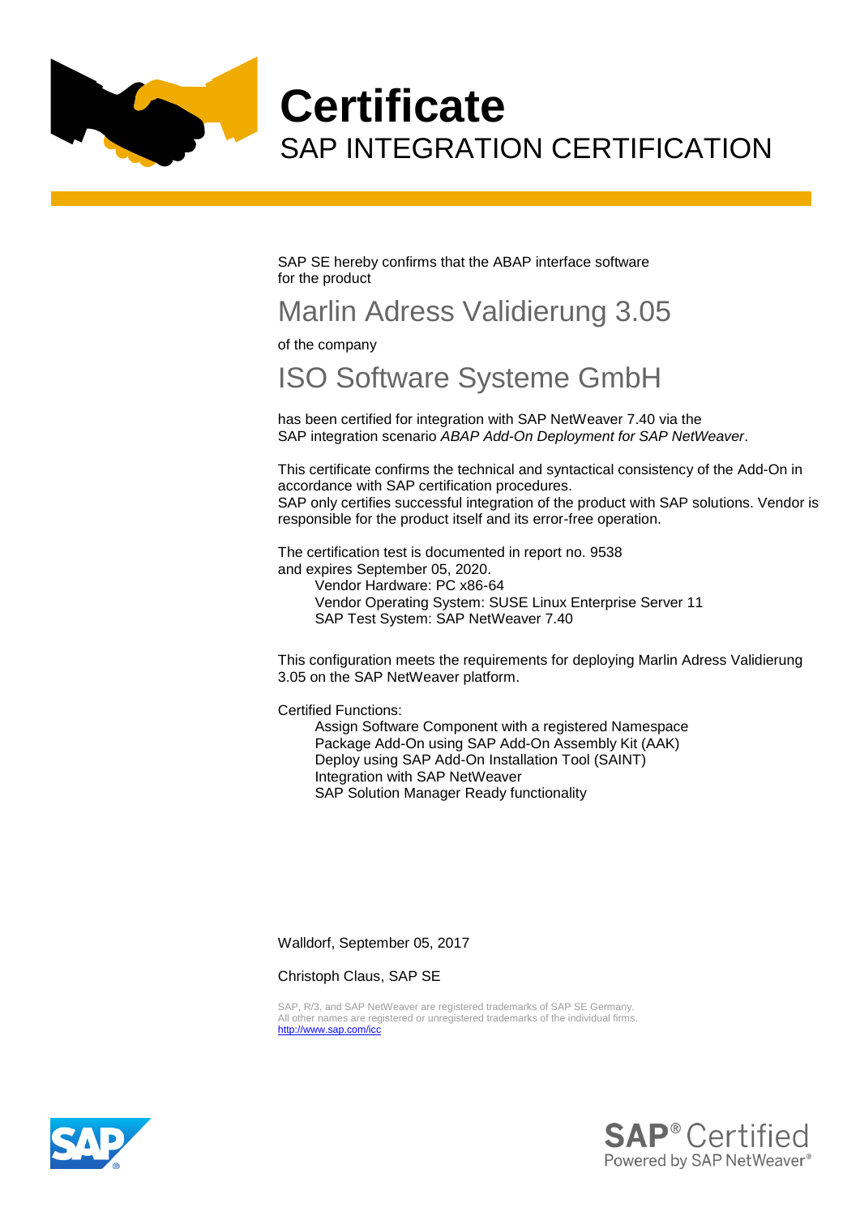# Certificate

## SAP INTEGRATION CERTIFICATION

SAP SE hereby confirms that the ABAP interface software
for the product

## Marlin Adress Validierung 3.05

of the company

## ISO Software Systeme GmbH

has been certified for integration with SAP NetWeaver 7.40 via the
SAP integration scenario *ABAP Add-On Deployment for SAP NetWeaver*.

This certificate confirms the technical and syntactical consistency of the Add-On in accordance with SAP certification procedures.
SAP only certifies successful integration of the product with SAP solutions. Vendor is responsible for the product itself and its error-free operation.

The certification test is documented in report no. 9538
and expires September 05, 2020.

- Vendor Hardware: PC x86-64
- Vendor Operating System: SUSE Linux Enterprise Server 11
- SAP Test System: SAP NetWeaver 7.40

This configuration meets the requirements for deploying Marlin Adress Validierung 3.05 on the SAP NetWeaver platform.

Certified Functions:

- Assign Software Component with a registered Namespace
- Package Add-On using SAP Add-On Assembly Kit (AAK)
- Deploy using SAP Add-On Installation Tool (SAINT)
- Integration with SAP NetWeaver
- SAP Solution Manager Ready functionality

Walldorf, September 05, 2017

Christoph Claus, SAP SE

SAP, R/3, and SAP NetWeaver are registered trademarks of SAP SE Germany.
All other names are registered or unregistered trademarks of the individual firms.
http://www.sap.com/icc

SAP® Certified
Powered by SAP NetWeaver®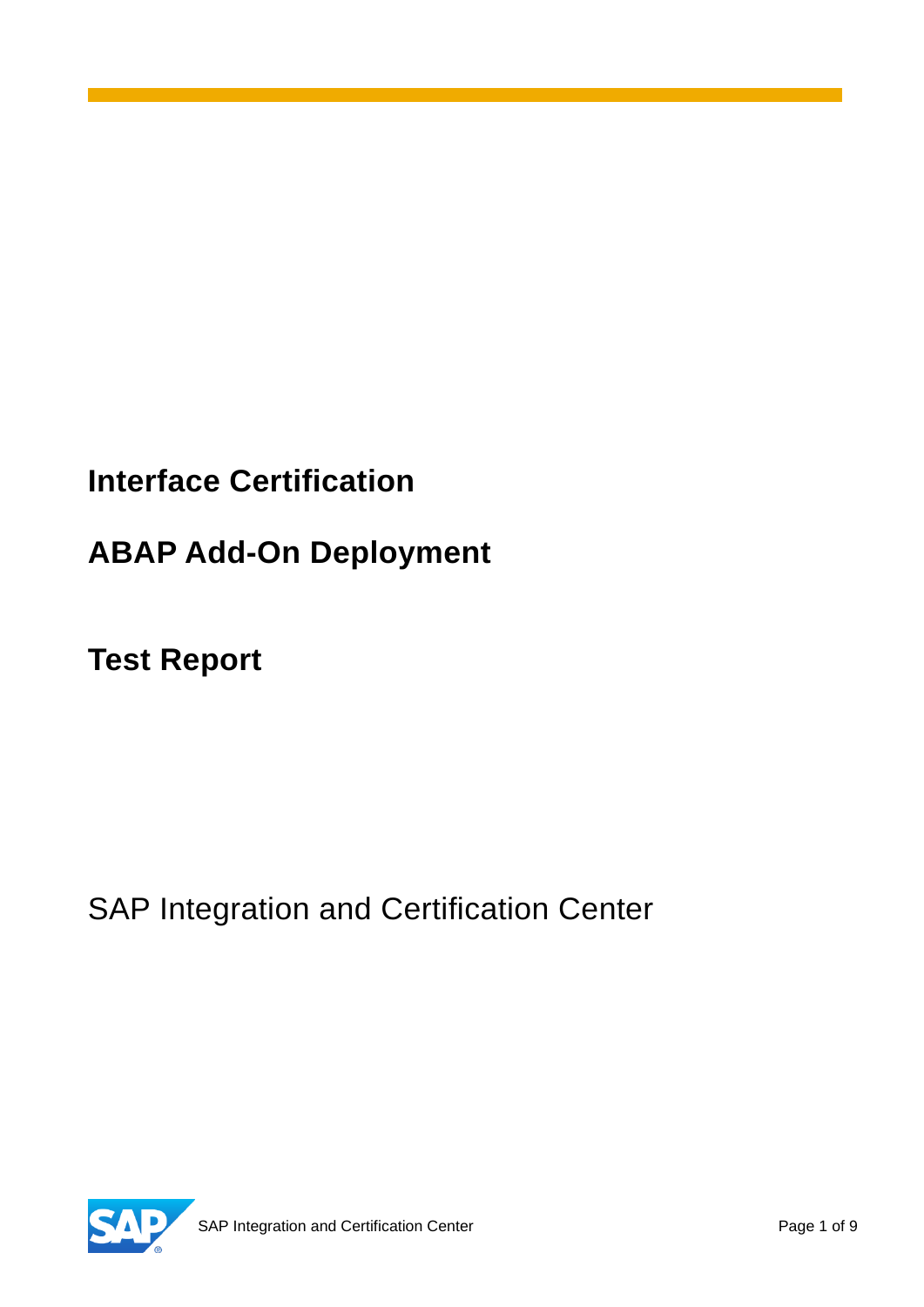# Interface Certification

# ABAP Add-On Deployment

# Test Report

SAP Integration and Certification Center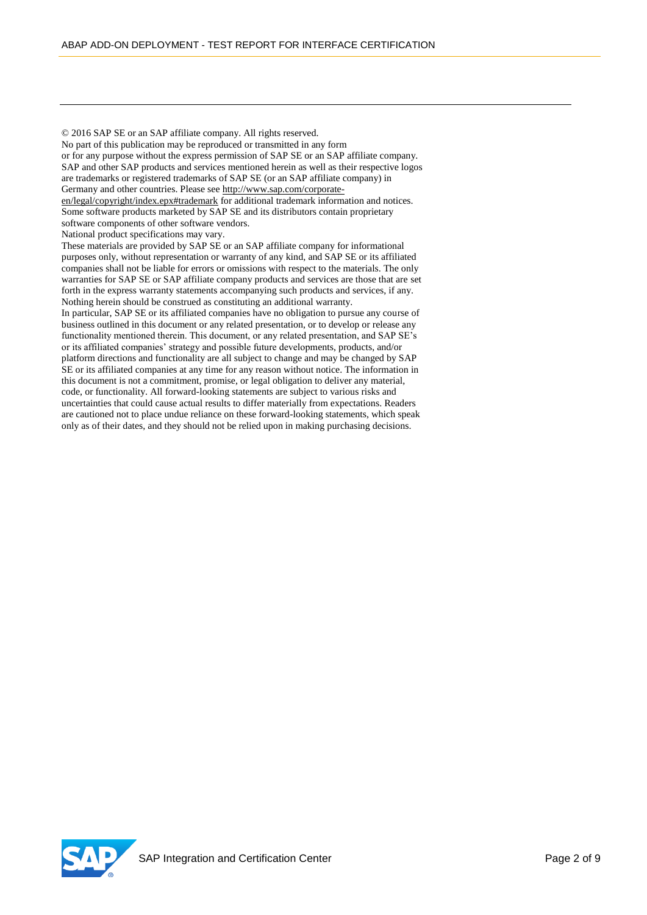© 2016 SAP SE or an SAP affiliate company. All rights reserved.
No part of this publication may be reproduced or transmitted in any form
or for any purpose without the express permission of SAP SE or an SAP affiliate company.
SAP and other SAP products and services mentioned herein as well as their respective logos are trademarks or registered trademarks of SAP SE (or an SAP affiliate company) in Germany and other countries. Please see http://www.sap.com/corporate-en/legal/copyright/index.epx#trademark for additional trademark information and notices.
Some software products marketed by SAP SE and its distributors contain proprietary software components of other software vendors.
National product specifications may vary.
These materials are provided by SAP SE or an SAP affiliate company for informational purposes only, without representation or warranty of any kind, and SAP SE or its affiliated companies shall not be liable for errors or omissions with respect to the materials. The only warranties for SAP SE or SAP affiliate company products and services are those that are set forth in the express warranty statements accompanying such products and services, if any. Nothing herein should be construed as constituting an additional warranty.
In particular, SAP SE or its affiliated companies have no obligation to pursue any course of business outlined in this document or any related presentation, or to develop or release any functionality mentioned therein. This document, or any related presentation, and SAP SE's or its affiliated companies' strategy and possible future developments, products, and/or platform directions and functionality are all subject to change and may be changed by SAP SE or its affiliated companies at any time for any reason without notice. The information in this document is not a commitment, promise, or legal obligation to deliver any material, code, or functionality. All forward-looking statements are subject to various risks and uncertainties that could cause actual results to differ materially from expectations. Readers are cautioned not to place undue reliance on these forward-looking statements, which speak only as of their dates, and they should not be relied upon in making purchasing decisions.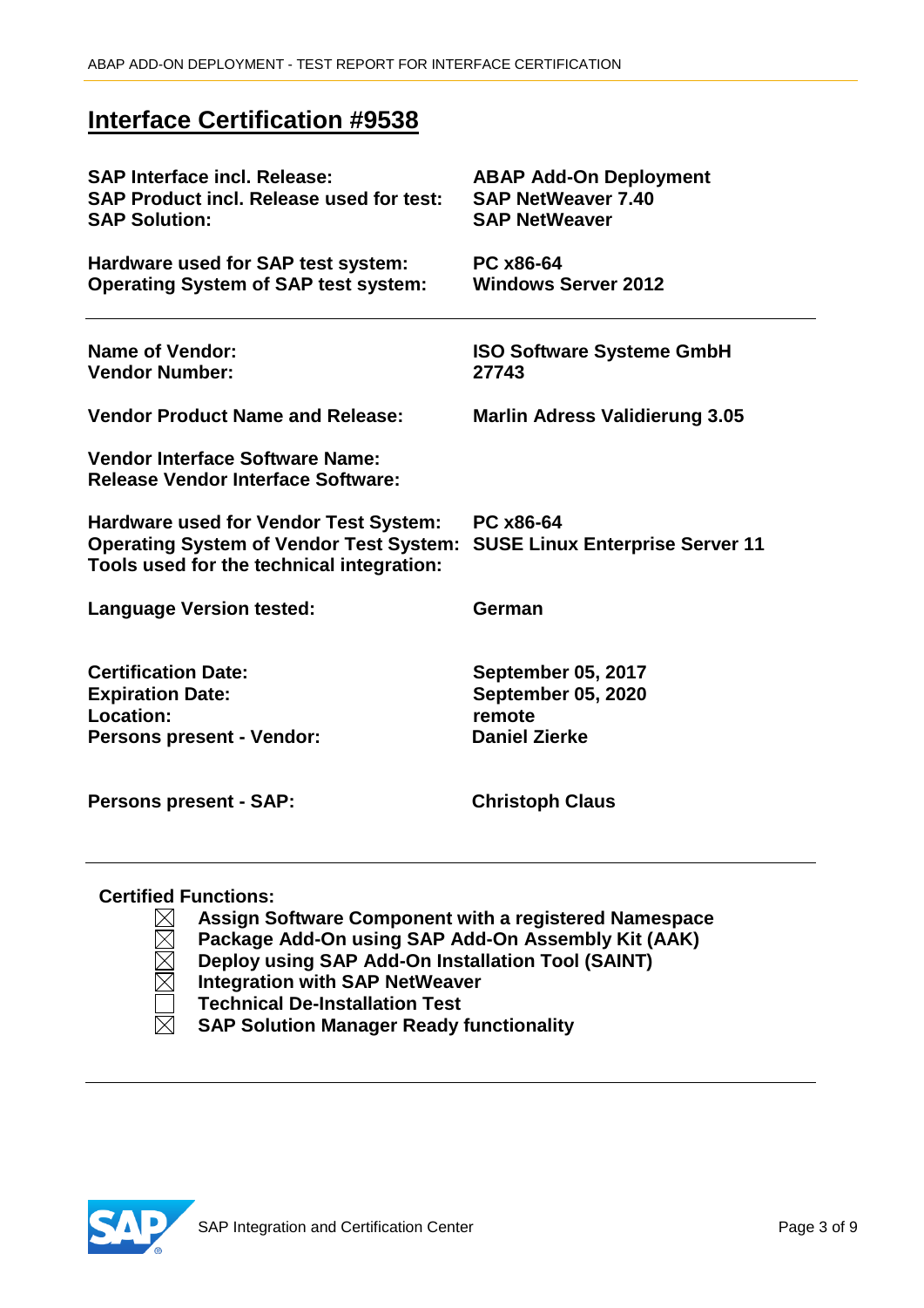# Interface Certification #9538

| | |
|---|---|
| **SAP Interface incl. Release:** | **ABAP Add-On Deployment** |
| **SAP Product incl. Release used for test:** | **SAP NetWeaver 7.40** |
| **SAP Solution:** | **SAP NetWeaver** |
| **Hardware used for SAP test system:** | **PC x86-64** |
| **Operating System of SAP test system:** | **Windows Server 2012** |

---

| | |
|---|---|
| **Name of Vendor:** | **ISO Software Systeme GmbH** |
| **Vendor Number:** | **27743** |
| **Vendor Product Name and Release:** | **Marlin Adress Validierung 3.05** |
| **Vendor Interface Software Name:** | |
| **Release Vendor Interface Software:** | |
| **Hardware used for Vendor Test System:** | **PC x86-64** |
| **Operating System of Vendor Test System:** | **SUSE Linux Enterprise Server 11** |
| **Tools used for the technical integration:** | |
| **Language Version tested:** | **German** |
| **Certification Date:** | **September 05, 2017** |
| **Expiration Date:** | **September 05, 2020** |
| **Location:** | **remote** |
| **Persons present - Vendor:** | **Daniel Zierke** |
| **Persons present - SAP:** | **Christoph Claus** |

---

**Certified Functions:**

- ☒ **Assign Software Component with a registered Namespace**
- ☒ **Package Add-On using SAP Add-On Assembly Kit (AAK)**
- ☒ **Deploy using SAP Add-On Installation Tool (SAINT)**
- ☒ **Integration with SAP NetWeaver**
- ☐ **Technical De-Installation Test**
- ☒ **SAP Solution Manager Ready functionality**

---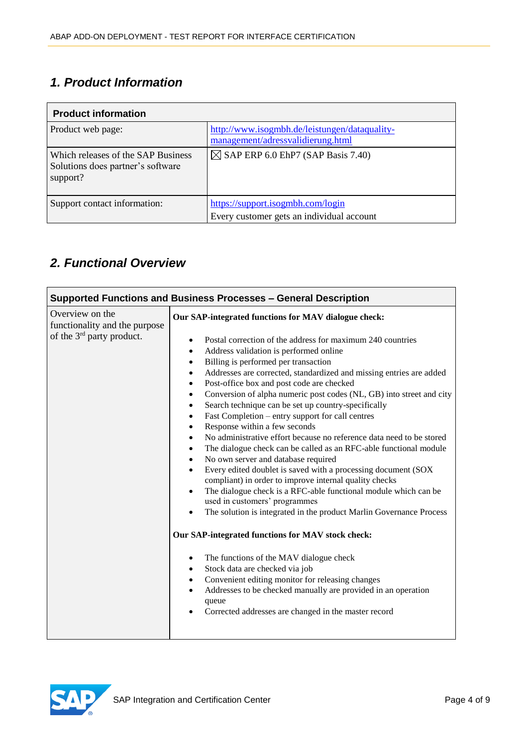## 1. Product Information

| Product information | |
|---|---|
| Product web page: | http://www.isogmbh.de/leistungen/dataquality-management/adressvalidierung.html |
| Which releases of the SAP Business Solutions does partner's software support? | ☒ SAP ERP 6.0 EhP7 (SAP Basis 7.40) |
| Support contact information: | https://support.isogmbh.com/login<br>Every customer gets an individual account |

## 2. Functional Overview

| Supported Functions and Business Processes – General Description | |
|---|---|
| Overview on the functionality and the purpose of the 3rd party product. | **Our SAP-integrated functions for MAV dialogue check:**<br><br>• Postal correction of the address for maximum 240 countries<br>• Address validation is performed online<br>• Billing is performed per transaction<br>• Addresses are corrected, standardized and missing entries are added<br>• Post-office box and post code are checked<br>• Conversion of alpha numeric post codes (NL, GB) into street and city<br>• Search technique can be set up country-specifically<br>• Fast Completion – entry support for call centres<br>• Response within a few seconds<br>• No administrative effort because no reference data need to be stored<br>• The dialogue check can be called as an RFC-able functional module<br>• No own server and database required<br>• Every edited doublet is saved with a processing document (SOX compliant) in order to improve internal quality checks<br>• The dialogue check is a RFC-able functional module which can be used in customers' programmes<br>• The solution is integrated in the product Marlin Governance Process<br><br>**Our SAP-integrated functions for MAV stock check:**<br><br>• The functions of the MAV dialogue check<br>• Stock data are checked via job<br>• Convenient editing monitor for releasing changes<br>• Addresses to be checked manually are provided in an operation queue<br>• Corrected addresses are changed in the master record |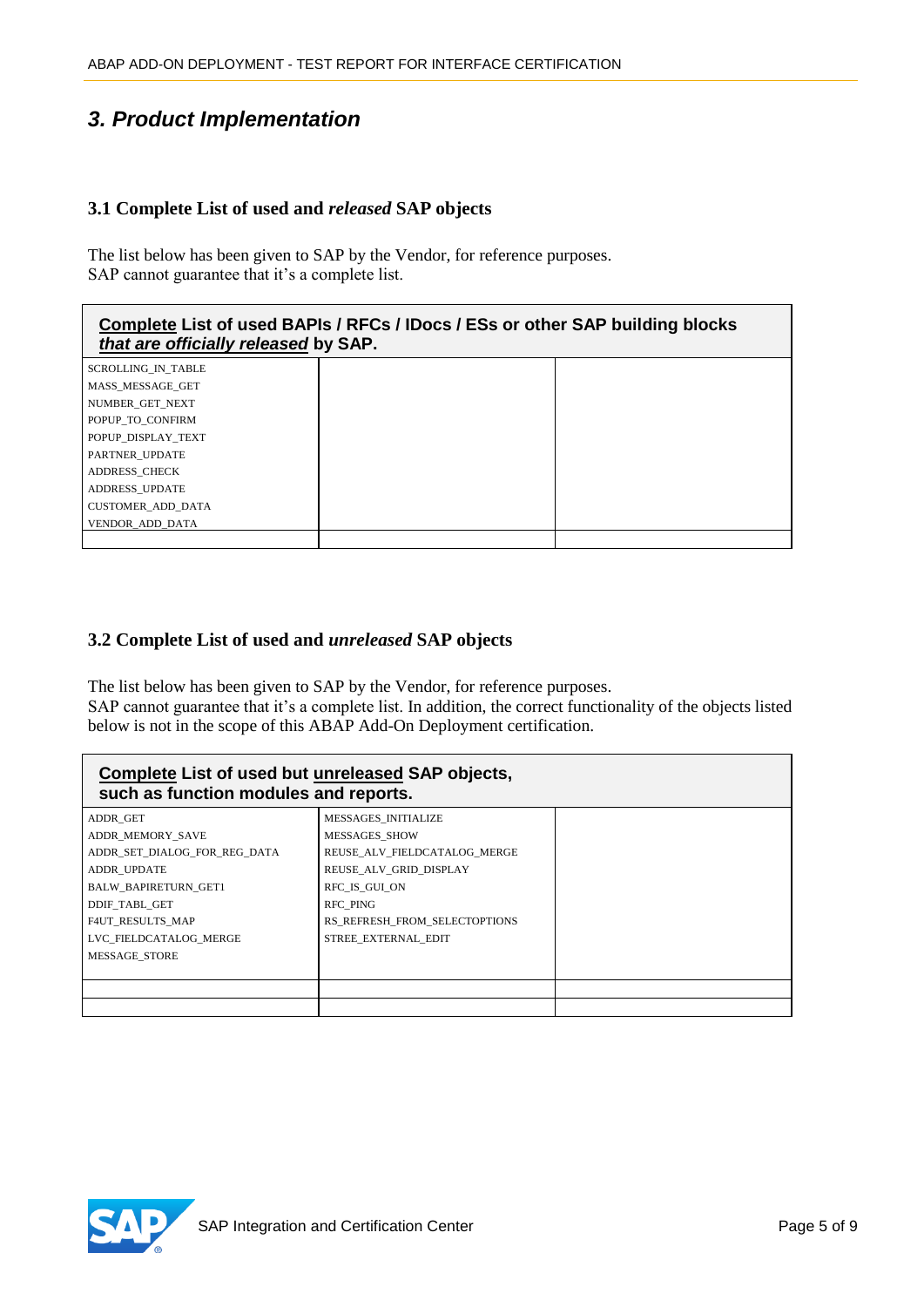## 3. Product Implementation

### 3.1 Complete List of used and *released* SAP objects

The list below has been given to SAP by the Vendor, for reference purposes.
SAP cannot guarantee that it's a complete list.

| **Complete List of used BAPIs / RFCs / IDocs / ESs or other SAP building blocks *that are officially released* by SAP.** | | |
|---|---|---|
| SCROLLING_IN_TABLE<br>MASS_MESSAGE_GET<br>NUMBER_GET_NEXT<br>POPUP_TO_CONFIRM<br>POPUP_DISPLAY_TEXT<br>PARTNER_UPDATE<br>ADDRESS_CHECK<br>ADDRESS_UPDATE<br>CUSTOMER_ADD_DATA<br>VENDOR_ADD_DATA | | |
| | | |

### 3.2 Complete List of used and *unreleased* SAP objects

The list below has been given to SAP by the Vendor, for reference purposes.
SAP cannot guarantee that it's a complete list. In addition, the correct functionality of the objects listed below is not in the scope of this ABAP Add-On Deployment certification.

| **Complete List of used but unreleased SAP objects, such as function modules and reports.** | | |
|---|---|---|
| ADDR_GET<br>ADDR_MEMORY_SAVE<br>ADDR_SET_DIALOG_FOR_REG_DATA<br>ADDR_UPDATE<br>BALW_BAPIRETURN_GET1<br>DDIF_TABL_GET<br>F4UT_RESULTS_MAP<br>LVC_FIELDCATALOG_MERGE<br>MESSAGE_STORE | MESSAGES_INITIALIZE<br>MESSAGES_SHOW<br>REUSE_ALV_FIELDCATALOG_MERGE<br>REUSE_ALV_GRID_DISPLAY<br>RFC_IS_GUI_ON<br>RFC_PING<br>RS_REFRESH_FROM_SELECTOPTIONS<br>STREE_EXTERNAL_EDIT | |
| | | |
| | | |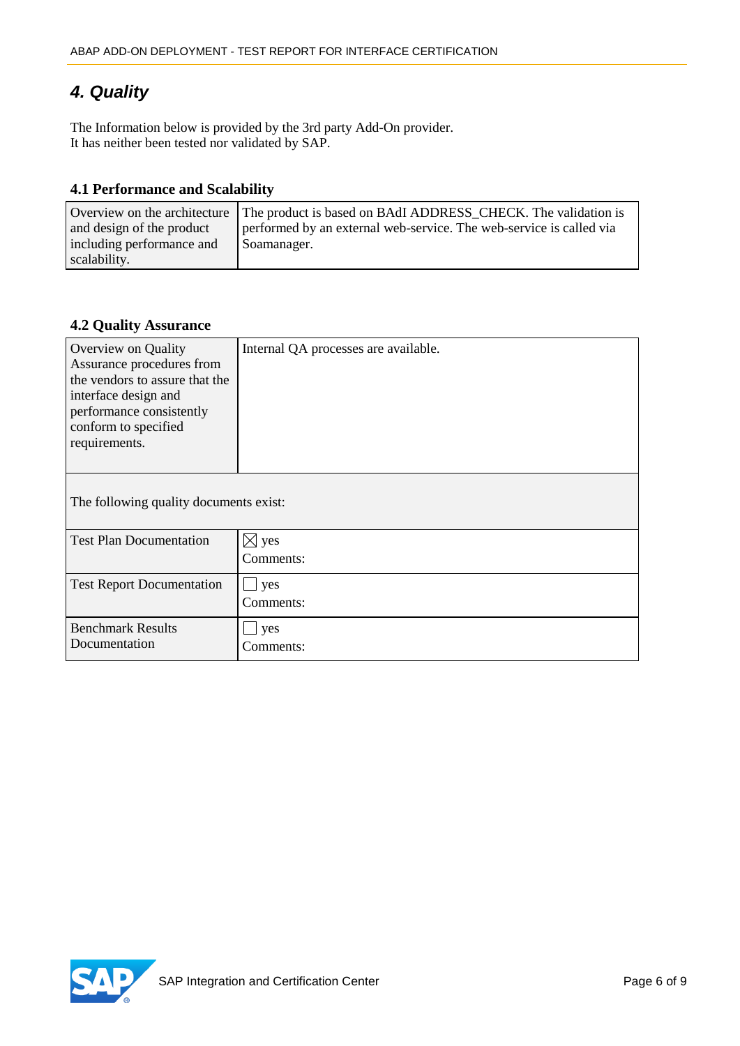## *4. Quality*

The Information below is provided by the 3rd party Add-On provider.
It has neither been tested nor validated by SAP.

### 4.1 Performance and Scalability

| | |
|---|---|
| Overview on the architecture and design of the product including performance and scalability. | The product is based on BAdI ADDRESS_CHECK. The validation is performed by an external web-service. The web-service is called via Soamanager. |

### 4.2 Quality Assurance

| | |
|---|---|
| Overview on Quality Assurance procedures from the vendors to assure that the interface design and performance consistently conform to specified requirements. | Internal QA processes are available. |
| The following quality documents exist: | |
| Test Plan Documentation | ☒ yes<br>Comments: |
| Test Report Documentation | ☐ yes<br>Comments: |
| Benchmark Results Documentation | ☐ yes<br>Comments: |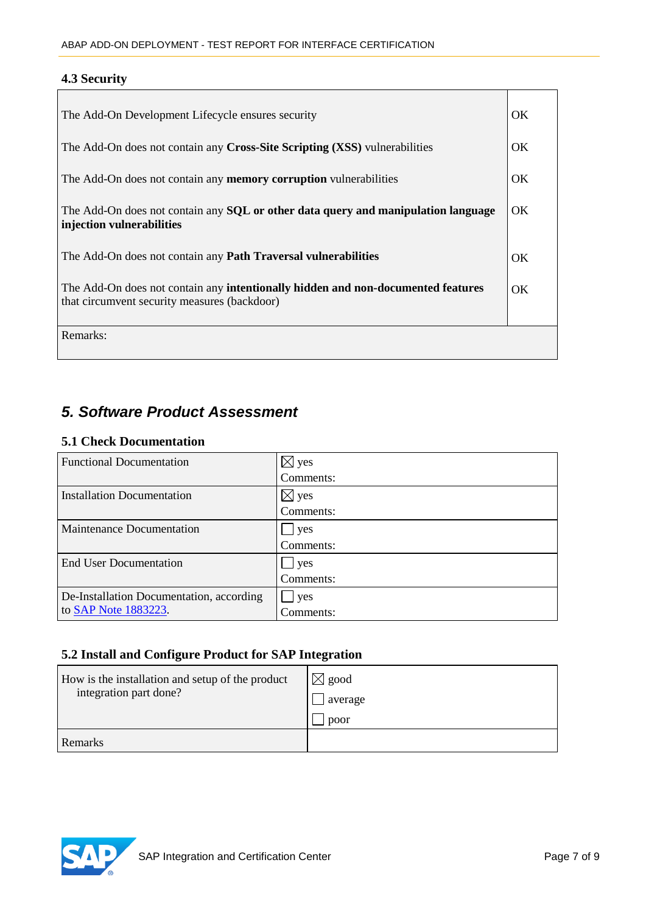### 4.3 Security

| | |
|---|---|
| The Add-On Development Lifecycle ensures security | OK |
| The Add-On does not contain any **Cross-Site Scripting (XSS)** vulnerabilities | OK |
| The Add-On does not contain any **memory corruption** vulnerabilities | OK |
| The Add-On does not contain any **SQL or other data query and manipulation language injection vulnerabilities** | OK |
| The Add-On does not contain any **Path Traversal vulnerabilities** | OK |
| The Add-On does not contain any **intentionally hidden and non-documented features** that circumvent security measures (backdoor) | OK |
| Remarks: | |

## *5. Software Product Assessment*

### 5.1 Check Documentation

| | |
|---|---|
| Functional Documentation | ☒ yes<br>Comments: |
| Installation Documentation | ☒ yes<br>Comments: |
| Maintenance Documentation | ☐ yes<br>Comments: |
| End User Documentation | ☐ yes<br>Comments: |
| De-Installation Documentation, according to SAP Note 1883223. | ☐ yes<br>Comments: |

### 5.2 Install and Configure Product for SAP Integration

| | |
|---|---|
| How is the installation and setup of the product integration part done? | ☒ good<br>☐ average<br>☐ poor |
| Remarks | |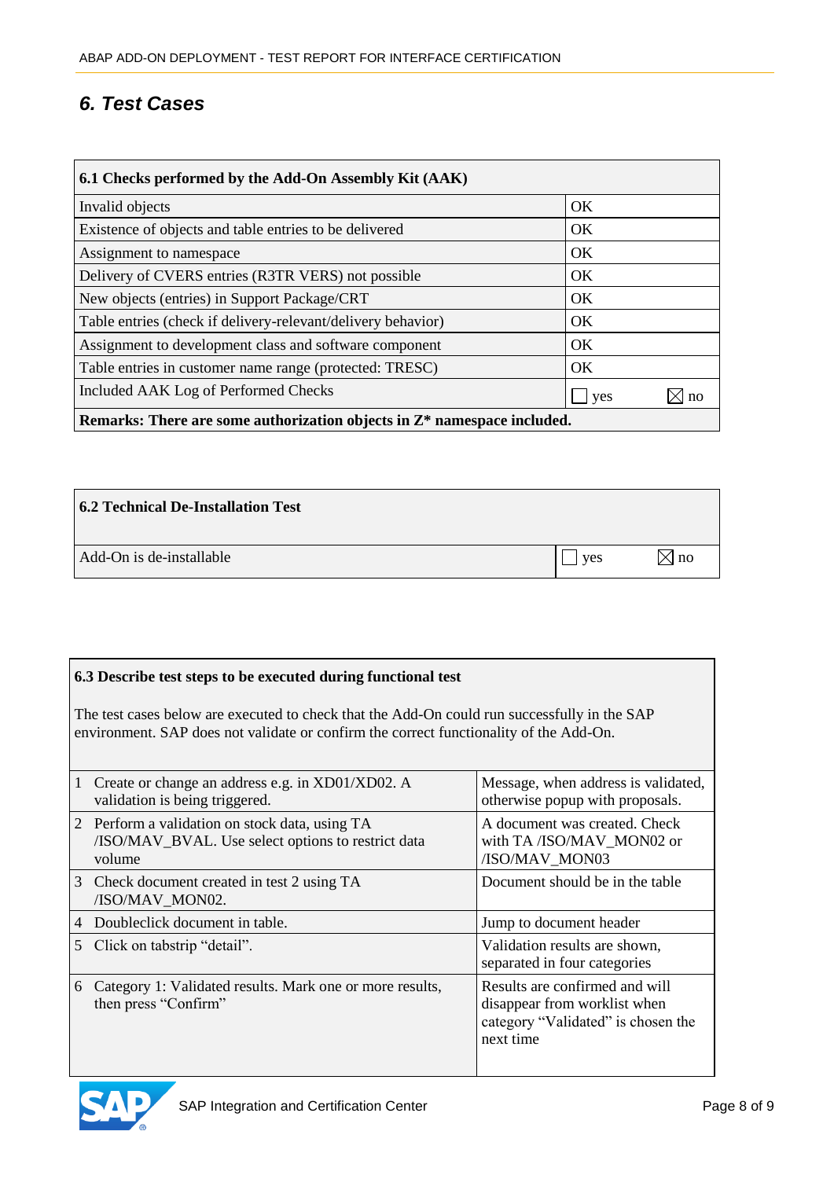## 6. Test Cases

| 6.1 Checks performed by the Add-On Assembly Kit (AAK) | |
|---|---|
| Invalid objects | OK |
| Existence of objects and table entries to be delivered | OK |
| Assignment to namespace | OK |
| Delivery of CVERS entries (R3TR VERS) not possible | OK |
| New objects (entries) in Support Package/CRT | OK |
| Table entries (check if delivery-relevant/delivery behavior) | OK |
| Assignment to development class and software component | OK |
| Table entries in customer name range (protected: TRESC) | OK |
| Included AAK Log of Performed Checks | ☐ yes ☒ no |
| **Remarks: There are some authorization objects in Z* namespace included.** | |

| 6.2 Technical De-Installation Test | |
|---|---|
| Add-On is de-installable | ☐ yes ☒ no |

**6.3 Describe test steps to be executed during functional test**

The test cases below are executed to check that the Add-On could run successfully in the SAP environment. SAP does not validate or confirm the correct functionality of the Add-On.

| # | Test step | Expected result |
|---|---|---|
| 1 | Create or change an address e.g. in XD01/XD02. A validation is being triggered. | Message, when address is validated, otherwise popup with proposals. |
| 2 | Perform a validation on stock data, using TA /ISO/MAV_BVAL. Use select options to restrict data volume | A document was created. Check with TA /ISO/MAV_MON02 or /ISO/MAV_MON03 |
| 3 | Check document created in test 2 using TA /ISO/MAV_MON02. | Document should be in the table |
| 4 | Doubleclick document in table. | Jump to document header |
| 5 | Click on tabstrip “detail”. | Validation results are shown, separated in four categories |
| 6 | Category 1: Validated results. Mark one or more results, then press “Confirm” | Results are confirmed and will disappear from worklist when category “Validated” is chosen the next time |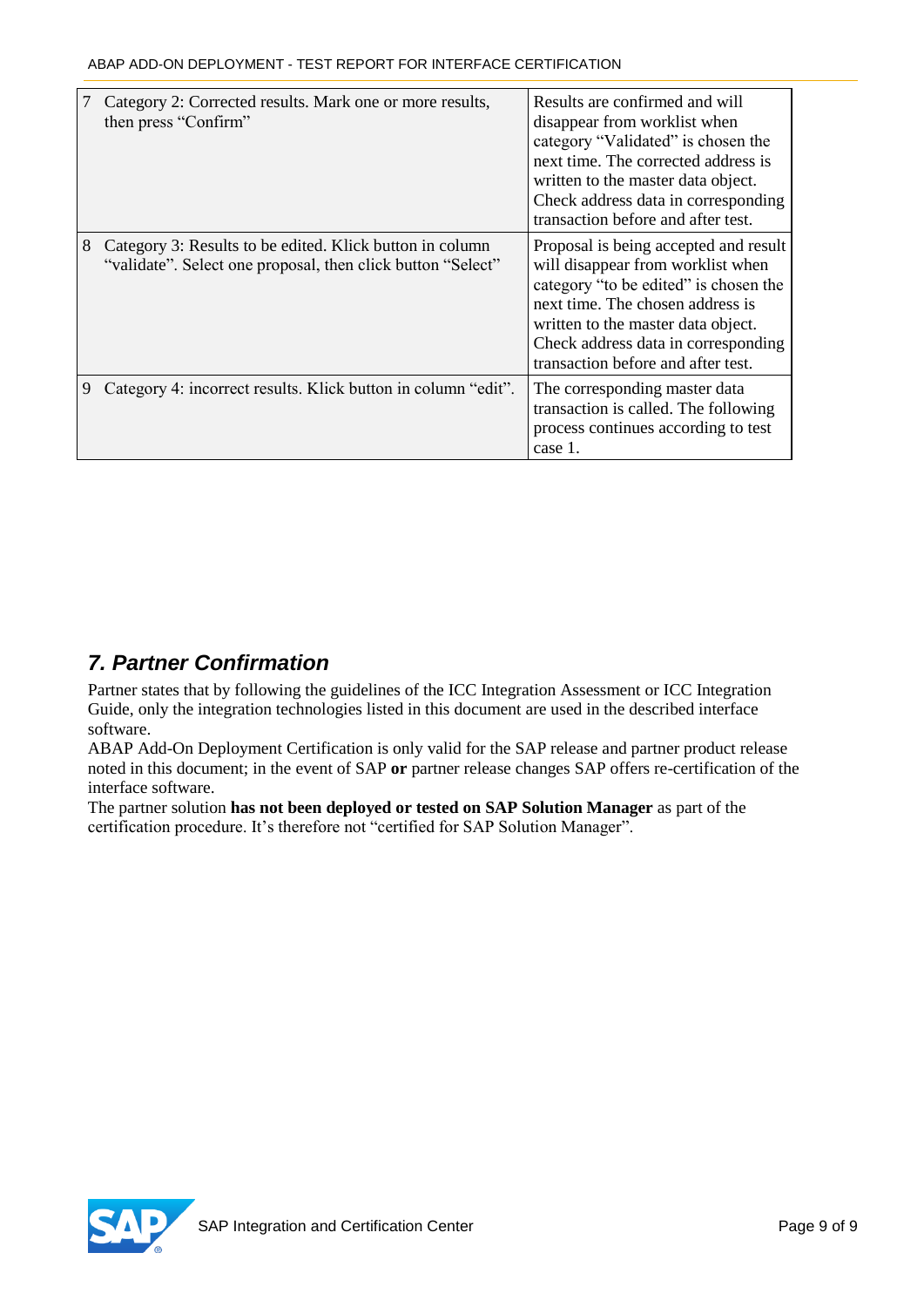| | | |
|---|---|---|
| 7 | Category 2: Corrected results. Mark one or more results, then press “Confirm” | Results are confirmed and will disappear from worklist when category “Validated” is chosen the next time. The corrected address is written to the master data object. Check address data in corresponding transaction before and after test. |
| 8 | Category 3: Results to be edited. Klick button in column “validate”. Select one proposal, then click button “Select” | Proposal is being accepted and result will disappear from worklist when category “to be edited” is chosen the next time. The chosen address is written to the master data object. Check address data in corresponding transaction before and after test. |
| 9 | Category 4: incorrect results. Klick button in column “edit”. | The corresponding master data transaction is called. The following process continues according to test case 1. |

## *7. Partner Confirmation*

Partner states that by following the guidelines of the ICC Integration Assessment or ICC Integration Guide, only the integration technologies listed in this document are used in the described interface software.

ABAP Add-On Deployment Certification is only valid for the SAP release and partner product release noted in this document; in the event of SAP **or** partner release changes SAP offers re-certification of the interface software.

The partner solution **has not been deployed or tested on SAP Solution Manager** as part of the certification procedure. It’s therefore not “certified for SAP Solution Manager”.